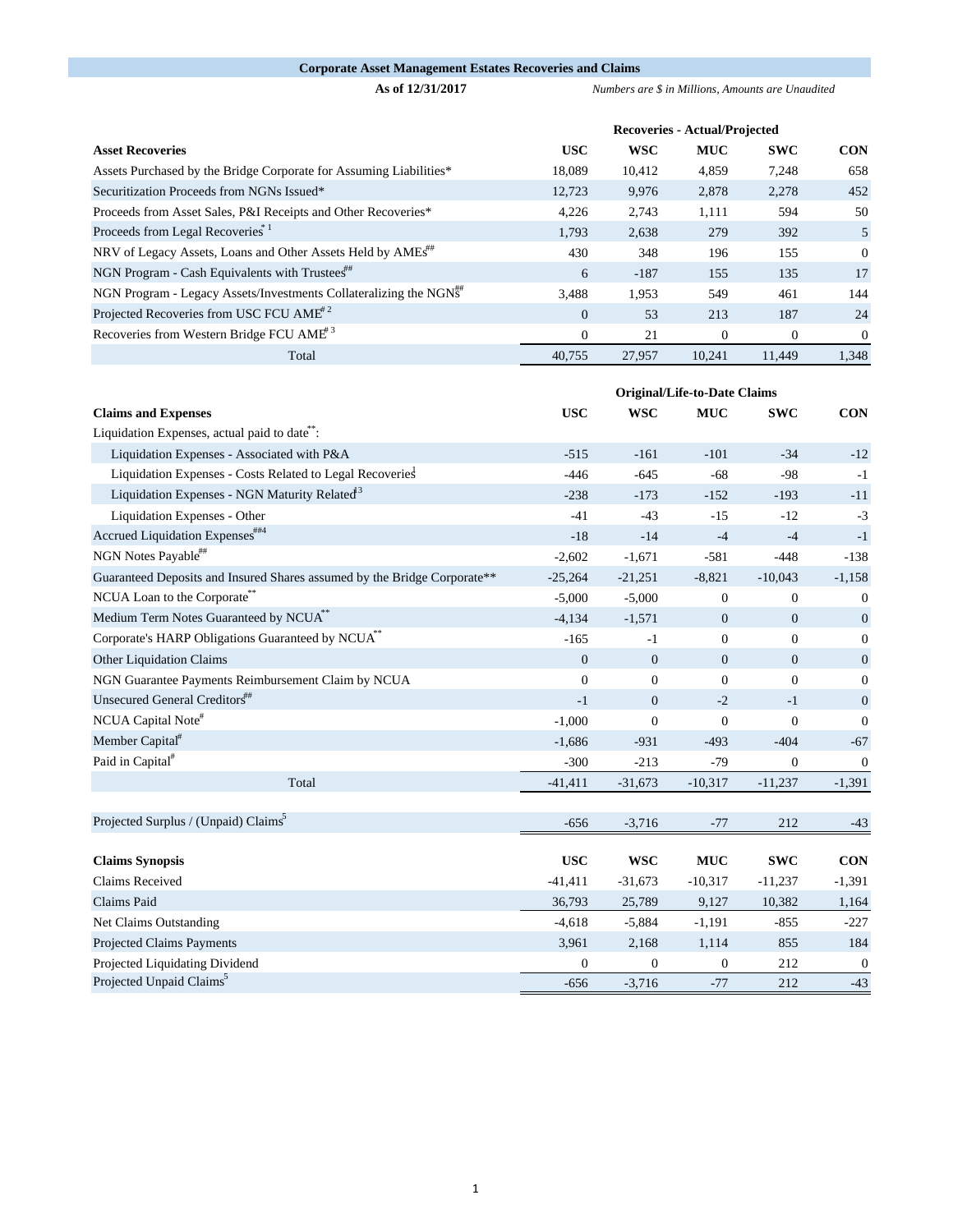## Corporate Asset Management Estates Recoveries and Claims

**As of 12/31/2017** *Numbers are $ in Millions, Amounts are Unaudited*

| | Recoveries - Actual/Projected | | | | |
|---|---|---|---|---|---|
| **Asset Recoveries** | **USC** | **WSC** | **MUC** | **SWC** | **CON** |
| Assets Purchased by the Bridge Corporate for Assuming Liabilities* | 18,089 | 10,412 | 4,859 | 7,248 | 658 |
| Securitization Proceeds from NGNs Issued* | 12,723 | 9,976 | 2,878 | 2,278 | 452 |
| Proceeds from Asset Sales, P&I Receipts and Other Recoveries* | 4,226 | 2,743 | 1,111 | 594 | 50 |
| Proceeds from Legal Recoveries* [1] | 1,793 | 2,638 | 279 | 392 | 5 |
| NRV of Legacy Assets, Loans and Other Assets Held by AMEs## | 430 | 348 | 196 | 155 | 0 |
| NGN Program - Cash Equivalents with Trustees## | 6 | -187 | 155 | 135 | 17 |
| NGN Program - Legacy Assets/Investments Collateralizing the NGNs## | 3,488 | 1,953 | 549 | 461 | 144 |
| Projected Recoveries from USC FCU AME# [2] | 0 | 53 | 213 | 187 | 24 |
| Recoveries from Western Bridge FCU AME# [3] | 0 | 21 | 0 | 0 | 0 |
| Total | 40,755 | 27,957 | 10,241 | 11,449 | 1,348 |

| | Original/Life-to-Date Claims | | | | |
|---|---|---|---|---|---|
| **Claims and Expenses** | **USC** | **WSC** | **MUC** | **SWC** | **CON** |
| Liquidation Expenses, actual paid to date**: | | | | | |
| Liquidation Expenses - Associated with P&A | -515 | -161 | -101 | -34 | -12 |
| Liquidation Expenses - Costs Related to Legal Recoveries[1] | -446 | -645 | -68 | -98 | -1 |
| Liquidation Expenses - NGN Maturity Related[3] | -238 | -173 | -152 | -193 | -11 |
| Liquidation Expenses - Other | -41 | -43 | -15 | -12 | -3 |
| Accrued Liquidation Expenses##4 | -18 | -14 | -4 | -4 | -1 |
| NGN Notes Payable## | -2,602 | -1,671 | -581 | -448 | -138 |
| Guaranteed Deposits and Insured Shares assumed by the Bridge Corporate** | -25,264 | -21,251 | -8,821 | -10,043 | -1,158 |
| NCUA Loan to the Corporate** | -5,000 | -5,000 | 0 | 0 | 0 |
| Medium Term Notes Guaranteed by NCUA** | -4,134 | -1,571 | 0 | 0 | 0 |
| Corporate's HARP Obligations Guaranteed by NCUA** | -165 | -1 | 0 | 0 | 0 |
| Other Liquidation Claims | 0 | 0 | 0 | 0 | 0 |
| NGN Guarantee Payments Reimbursement Claim by NCUA | 0 | 0 | 0 | 0 | 0 |
| Unsecured General Creditors## | -1 | 0 | -2 | -1 | 0 |
| NCUA Capital Note# | -1,000 | 0 | 0 | 0 | 0 |
| Member Capital# | -1,686 | -931 | -493 | -404 | -67 |
| Paid in Capital# | -300 | -213 | -79 | 0 | 0 |
| Total | -41,411 | -31,673 | -10,317 | -11,237 | -1,391 |

| | USC | WSC | MUC | SWC | CON |
|---|---|---|---|---|---|
| Projected Surplus / (Unpaid) Claims[5] | -656 | -3,716 | -77 | 212 | -43 |

| **Claims Synopsis** | **USC** | **WSC** | **MUC** | **SWC** | **CON** |
|---|---|---|---|---|---|
| Claims Received | -41,411 | -31,673 | -10,317 | -11,237 | -1,391 |
| Claims Paid | 36,793 | 25,789 | 9,127 | 10,382 | 1,164 |
| Net Claims Outstanding | -4,618 | -5,884 | -1,191 | -855 | -227 |
| Projected Claims Payments | 3,961 | 2,168 | 1,114 | 855 | 184 |
| Projected Liquidating Dividend | 0 | 0 | 0 | 212 | 0 |
| Projected Unpaid Claims[5] | -656 | -3,716 | -77 | 212 | -43 |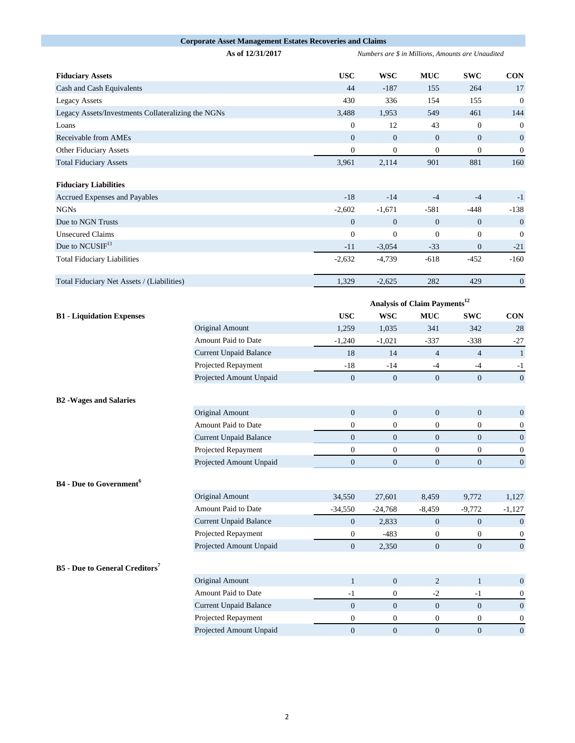## Corporate Asset Management Estates Recoveries and Claims

**As of 12/31/2017**

*Numbers are $ in Millions, Amounts are Unaudited*

| Fiduciary Assets | USC | WSC | MUC | SWC | CON |
|---|---|---|---|---|---|
| Cash and Cash Equivalents | 44 | -187 | 155 | 264 | 17 |
| Legacy Assets | 430 | 336 | 154 | 155 | 0 |
| Legacy Assets/Investments Collateralizing the NGNs | 3,488 | 1,953 | 549 | 461 | 144 |
| Loans | 0 | 12 | 43 | 0 | 0 |
| Receivable from AMEs | 0 | 0 | 0 | 0 | 0 |
| Other Fiduciary Assets | 0 | 0 | 0 | 0 | 0 |
| Total Fiduciary Assets | 3,961 | 2,114 | 901 | 881 | 160 |
| **Fiduciary Liabilities** | | | | | |
| Accrued Expenses and Payables | -18 | -14 | -4 | -4 | -1 |
| NGNs | -2,602 | -1,671 | -581 | -448 | -138 |
| Due to NGN Trusts | 0 | 0 | 0 | 0 | 0 |
| Unsecured Claims | 0 | 0 | 0 | 0 | 0 |
| Due to NCUSIF[11] | -11 | -3,054 | -33 | 0 | -21 |
| Total Fiduciary Liabilities | -2,632 | -4,739 | -618 | -452 | -160 |
| Total Fiduciary Net Assets / (Liabilities) | 1,329 | -2,625 | 282 | 429 | 0 |

**Analysis of Claim Payments[12]**

| | | USC | WSC | MUC | SWC | CON |
|---|---|---|---|---|---|---|
| **B1 - Liquidation Expenses** | Original Amount | 1,259 | 1,035 | 341 | 342 | 28 |
| | Amount Paid to Date | -1,240 | -1,021 | -337 | -338 | -27 |
| | Current Unpaid Balance | 18 | 14 | 4 | 4 | 1 |
| | Projected Repayment | -18 | -14 | -4 | -4 | -1 |
| | Projected Amount Unpaid | 0 | 0 | 0 | 0 | 0 |
| **B2 - Wages and Salaries** | Original Amount | 0 | 0 | 0 | 0 | 0 |
| | Amount Paid to Date | 0 | 0 | 0 | 0 | 0 |
| | Current Unpaid Balance | 0 | 0 | 0 | 0 | 0 |
| | Projected Repayment | 0 | 0 | 0 | 0 | 0 |
| | Projected Amount Unpaid | 0 | 0 | 0 | 0 | 0 |
| **B4 - Due to Government[6]** | Original Amount | 34,550 | 27,601 | 8,459 | 9,772 | 1,127 |
| | Amount Paid to Date | -34,550 | -24,768 | -8,459 | -9,772 | -1,127 |
| | Current Unpaid Balance | 0 | 2,833 | 0 | 0 | 0 |
| | Projected Repayment | 0 | -483 | 0 | 0 | 0 |
| | Projected Amount Unpaid | 0 | 2,350 | 0 | 0 | 0 |
| **B5 - Due to General Creditors[7]** | Original Amount | 1 | 0 | 2 | 1 | 0 |
| | Amount Paid to Date | -1 | 0 | -2 | -1 | 0 |
| | Current Unpaid Balance | 0 | 0 | 0 | 0 | 0 |
| | Projected Repayment | 0 | 0 | 0 | 0 | 0 |
| | Projected Amount Unpaid | 0 | 0 | 0 | 0 | 0 |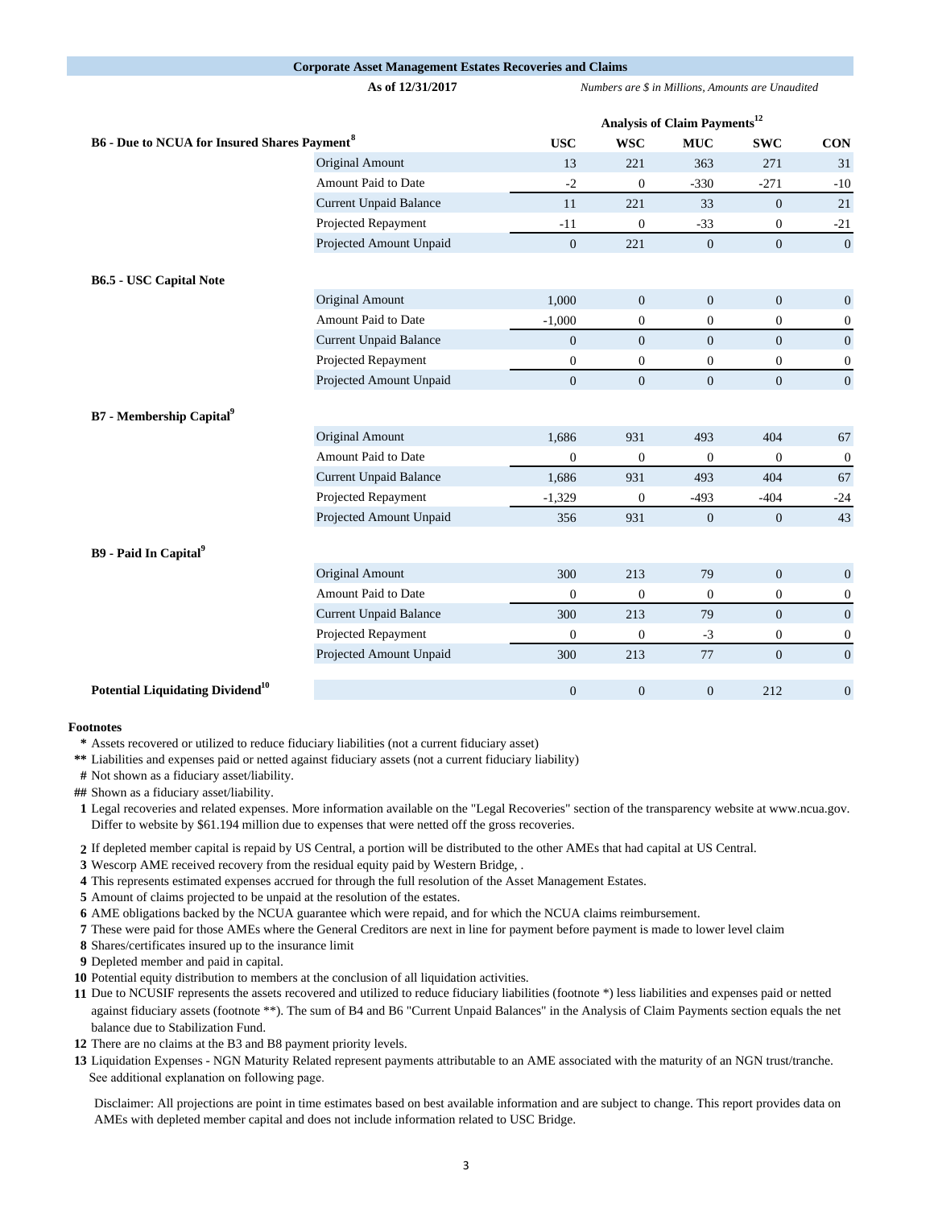## Corporate Asset Management Estates Recoveries and Claims

**As of 12/31/2017** *Numbers are $ in Millions, Amounts are Unaudited*

| | | Analysis of Claim Payments[12] | | | | |
|---|---|---|---|---|---|---|
| | | **USC** | **WSC** | **MUC** | **SWC** | **CON** |
| **B6 - Due to NCUA for Insured Shares Payment[8]** | | | | | | |
| | Original Amount | 13 | 221 | 363 | 271 | 31 |
| | Amount Paid to Date | -2 | 0 | -330 | -271 | -10 |
| | Current Unpaid Balance | 11 | 221 | 33 | 0 | 21 |
| | Projected Repayment | -11 | 0 | -33 | 0 | -21 |
| | Projected Amount Unpaid | 0 | 221 | 0 | 0 | 0 |
| **B6.5 - USC Capital Note** | | | | | | |
| | Original Amount | 1,000 | 0 | 0 | 0 | 0 |
| | Amount Paid to Date | -1,000 | 0 | 0 | 0 | 0 |
| | Current Unpaid Balance | 0 | 0 | 0 | 0 | 0 |
| | Projected Repayment | 0 | 0 | 0 | 0 | 0 |
| | Projected Amount Unpaid | 0 | 0 | 0 | 0 | 0 |
| **B7 - Membership Capital[9]** | | | | | | |
| | Original Amount | 1,686 | 931 | 493 | 404 | 67 |
| | Amount Paid to Date | 0 | 0 | 0 | 0 | 0 |
| | Current Unpaid Balance | 1,686 | 931 | 493 | 404 | 67 |
| | Projected Repayment | -1,329 | 0 | -493 | -404 | -24 |
| | Projected Amount Unpaid | 356 | 931 | 0 | 0 | 43 |
| **B9 - Paid In Capital[9]** | | | | | | |
| | Original Amount | 300 | 213 | 79 | 0 | 0 |
| | Amount Paid to Date | 0 | 0 | 0 | 0 | 0 |
| | Current Unpaid Balance | 300 | 213 | 79 | 0 | 0 |
| | Projected Repayment | 0 | 0 | -3 | 0 | 0 |
| | Projected Amount Unpaid | 300 | 213 | 77 | 0 | 0 |
| **Potential Liquidating Dividend[10]** | | 0 | 0 | 0 | 212 | 0 |

**Footnotes**

\* Assets recovered or utilized to reduce fiduciary liabilities (not a current fiduciary asset)

** Liabilities and expenses paid or netted against fiduciary assets (not a current fiduciary liability)

# Not shown as a fiduciary asset/liability.

## Shown as a fiduciary asset/liability.

1 Legal recoveries and related expenses. More information available on the "Legal Recoveries" section of the transparency website at www.ncua.gov. Differ to website by $61.194 million due to expenses that were netted off the gross recoveries.

2 If depleted member capital is repaid by US Central, a portion will be distributed to the other AMEs that had capital at US Central.

3 Wescorp AME received recovery from the residual equity paid by Western Bridge, .

4 This represents estimated expenses accrued for through the full resolution of the Asset Management Estates.

5 Amount of claims projected to be unpaid at the resolution of the estates.

6 AME obligations backed by the NCUA guarantee which were repaid, and for which the NCUA claims reimbursement.

7 These were paid for those AMEs where the General Creditors are next in line for payment before payment is made to lower level claim

8 Shares/certificates insured up to the insurance limit

9 Depleted member and paid in capital.

10 Potential equity distribution to members at the conclusion of all liquidation activities.

11 Due to NCUSIF represents the assets recovered and utilized to reduce fiduciary liabilities (footnote *) less liabilities and expenses paid or netted against fiduciary assets (footnote **). The sum of B4 and B6 "Current Unpaid Balances" in the Analysis of Claim Payments section equals the net balance due to Stabilization Fund.

12 There are no claims at the B3 and B8 payment priority levels.

13 Liquidation Expenses - NGN Maturity Related represent payments attributable to an AME associated with the maturity of an NGN trust/tranche. See additional explanation on following page.

Disclaimer: All projections are point in time estimates based on best available information and are subject to change. This report provides data on AMEs with depleted member capital and does not include information related to USC Bridge.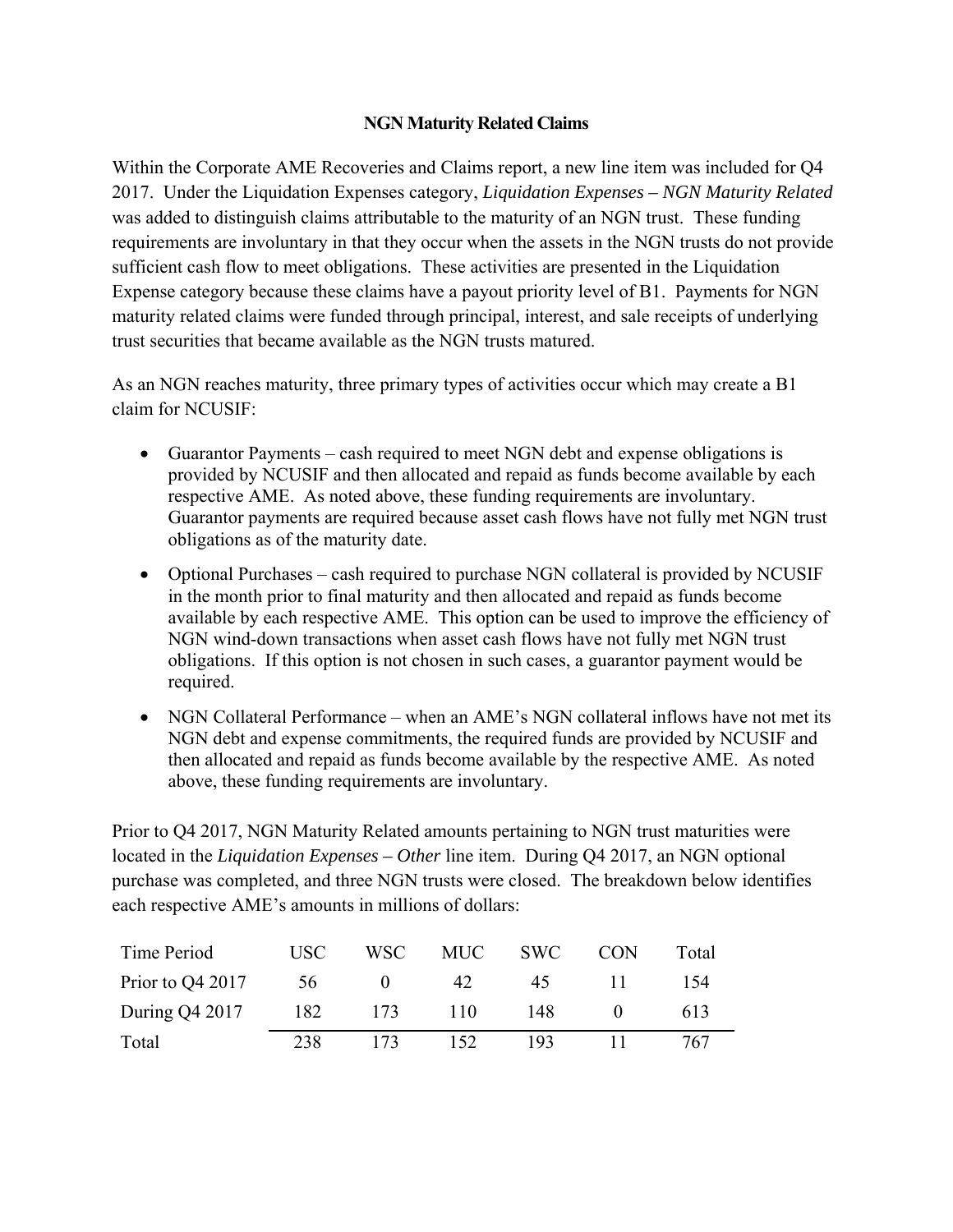**NGN Maturity Related Claims**

Within the Corporate AME Recoveries and Claims report, a new line item was included for Q4 2017. Under the Liquidation Expenses category, *Liquidation Expenses – NGN Maturity Related* was added to distinguish claims attributable to the maturity of an NGN trust. These funding requirements are involuntary in that they occur when the assets in the NGN trusts do not provide sufficient cash flow to meet obligations. These activities are presented in the Liquidation Expense category because these claims have a payout priority level of B1. Payments for NGN maturity related claims were funded through principal, interest, and sale receipts of underlying trust securities that became available as the NGN trusts matured.

As an NGN reaches maturity, three primary types of activities occur which may create a B1 claim for NCUSIF:

- Guarantor Payments – cash required to meet NGN debt and expense obligations is provided by NCUSIF and then allocated and repaid as funds become available by each respective AME. As noted above, these funding requirements are involuntary. Guarantor payments are required because asset cash flows have not fully met NGN trust obligations as of the maturity date.
- Optional Purchases – cash required to purchase NGN collateral is provided by NCUSIF in the month prior to final maturity and then allocated and repaid as funds become available by each respective AME. This option can be used to improve the efficiency of NGN wind-down transactions when asset cash flows have not fully met NGN trust obligations. If this option is not chosen in such cases, a guarantor payment would be required.
- NGN Collateral Performance – when an AME's NGN collateral inflows have not met its NGN debt and expense commitments, the required funds are provided by NCUSIF and then allocated and repaid as funds become available by the respective AME. As noted above, these funding requirements are involuntary.

Prior to Q4 2017, NGN Maturity Related amounts pertaining to NGN trust maturities were located in the *Liquidation Expenses – Other* line item. During Q4 2017, an NGN optional purchase was completed, and three NGN trusts were closed. The breakdown below identifies each respective AME's amounts in millions of dollars:

| Time Period | USC | WSC | MUC | SWC | CON | Total |
|---|---|---|---|---|---|---|
| Prior to Q4 2017 | 56 | 0 | 42 | 45 | 11 | 154 |
| During Q4 2017 | 182 | 173 | 110 | 148 | 0 | 613 |
| Total | 238 | 173 | 152 | 193 | 11 | 767 |